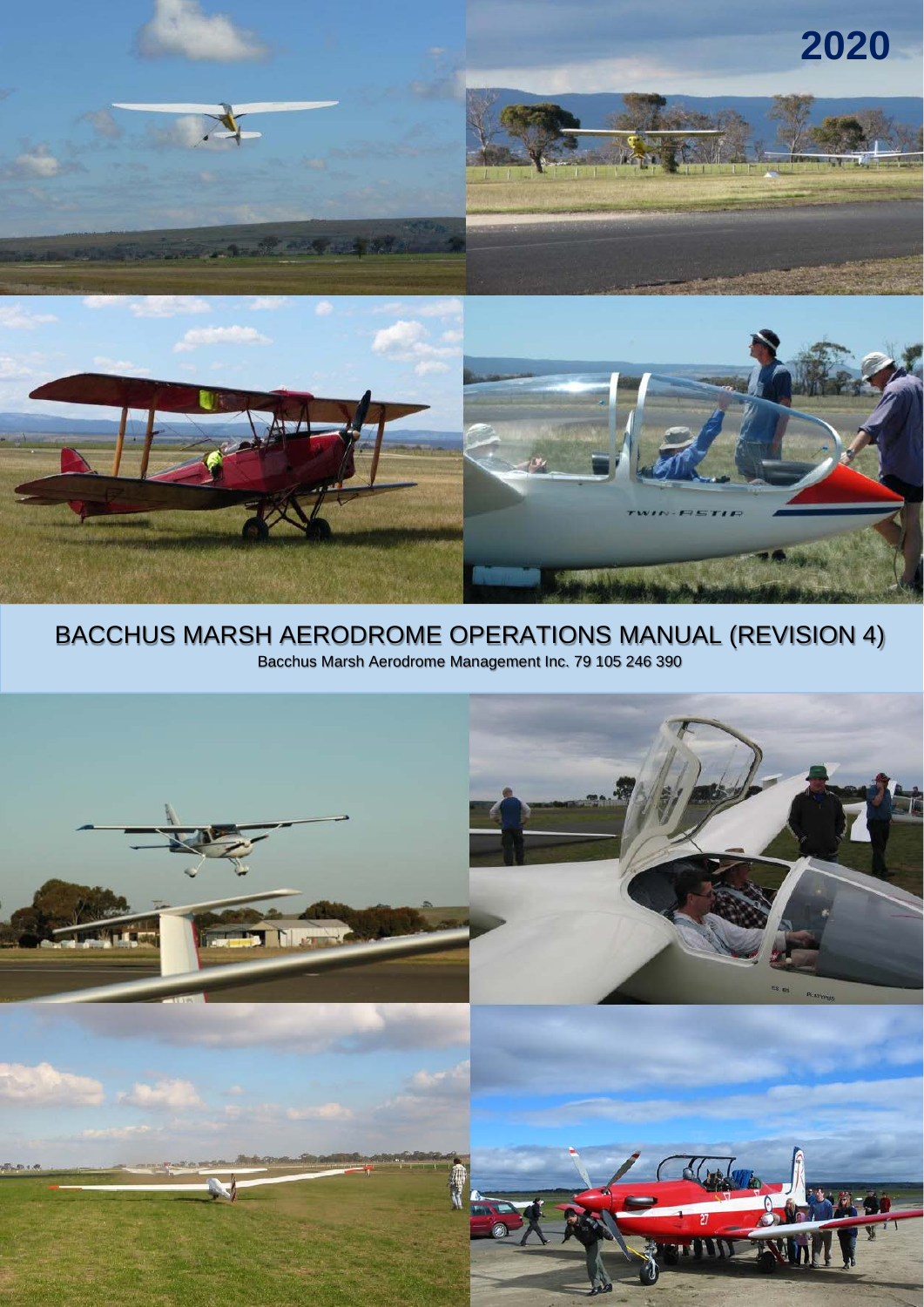2020

# BACCHUS MARSH AERODROME OPERATIONS MANUAL (REVISION 4)

Bacchus Marsh Aerodrome Management Inc. 79 105 246 390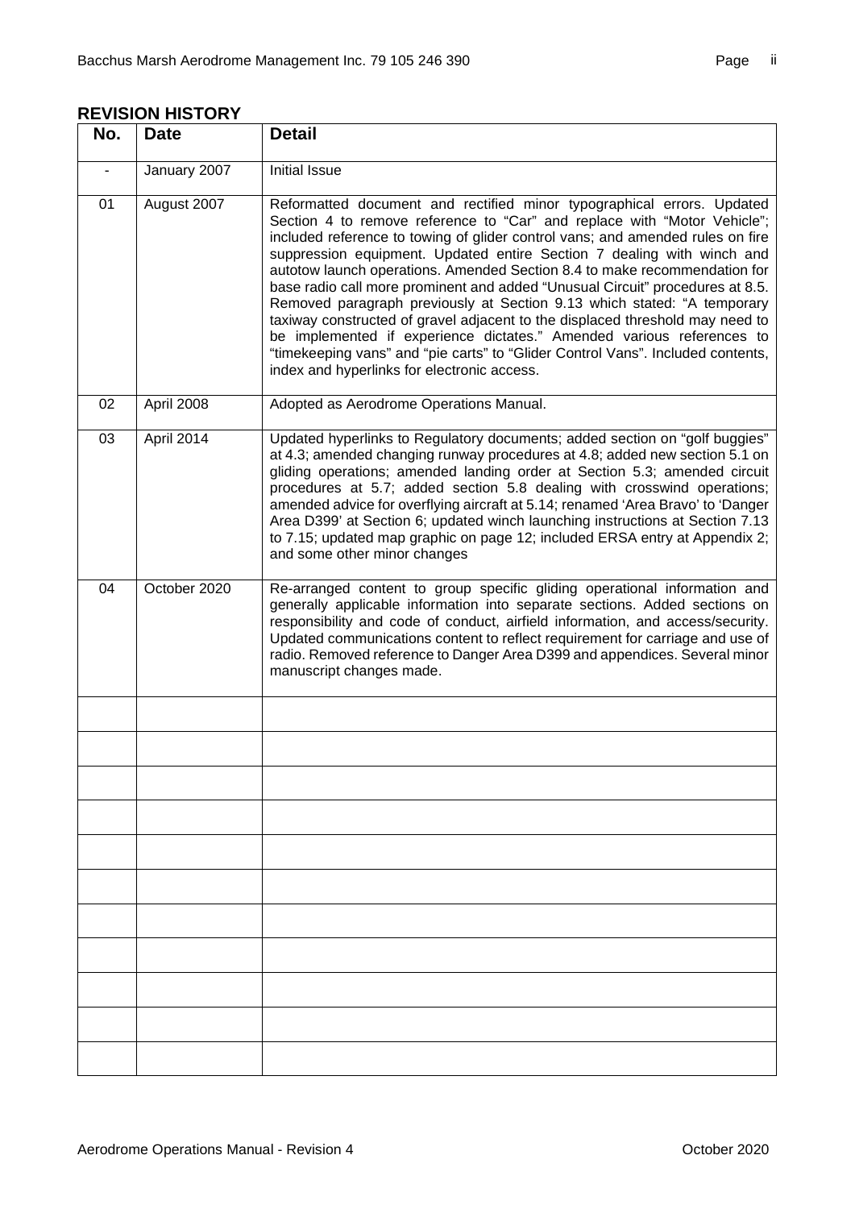## REVISION HISTORY

| No. | Date | Detail |
|---|---|---|
| - | January 2007 | Initial Issue |
| 01 | August 2007 | Reformatted document and rectified minor typographical errors. Updated Section 4 to remove reference to "Car" and replace with "Motor Vehicle"; included reference to towing of glider control vans; and amended rules on fire suppression equipment. Updated entire Section 7 dealing with winch and autotow launch operations. Amended Section 8.4 to make recommendation for base radio call more prominent and added "Unusual Circuit" procedures at 8.5. Removed paragraph previously at Section 9.13 which stated: "A temporary taxiway constructed of gravel adjacent to the displaced threshold may need to be implemented if experience dictates." Amended various references to "timekeeping vans" and "pie carts" to "Glider Control Vans". Included contents, index and hyperlinks for electronic access. |
| 02 | April 2008 | Adopted as Aerodrome Operations Manual. |
| 03 | April 2014 | Updated hyperlinks to Regulatory documents; added section on "golf buggies" at 4.3; amended changing runway procedures at 4.8; added new section 5.1 on gliding operations; amended landing order at Section 5.3; amended circuit procedures at 5.7; added section 5.8 dealing with crosswind operations; amended advice for overflying aircraft at 5.14; renamed 'Area Bravo' to 'Danger Area D399' at Section 6; updated winch launching instructions at Section 7.13 to 7.15; updated map graphic on page 12; included ERSA entry at Appendix 2; and some other minor changes |
| 04 | October 2020 | Re-arranged content to group specific gliding operational information and generally applicable information into separate sections. Added sections on responsibility and code of conduct, airfield information, and access/security. Updated communications content to reflect requirement for carriage and use of radio. Removed reference to Danger Area D399 and appendices. Several minor manuscript changes made. |
| | | |
| | | |
| | | |
| | | |
| | | |
| | | |
| | | |
| | | |
| | | |
| | | |
| | | |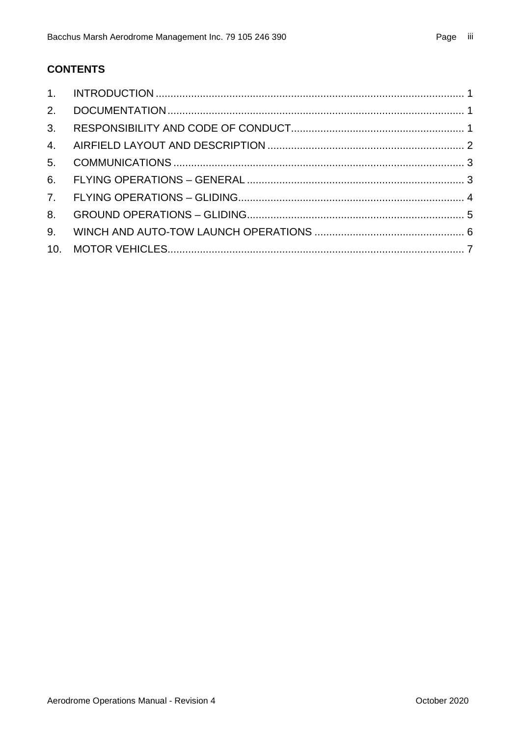## CONTENTS

1. INTRODUCTION ........................................................................................................ 1
2. DOCUMENTATION .................................................................................................... 1
3. RESPONSIBILITY AND CODE OF CONDUCT .......................................................... 1
4. AIRFIELD LAYOUT AND DESCRIPTION .................................................................. 2
5. COMMUNICATIONS .................................................................................................. 3
6. FLYING OPERATIONS – GENERAL ......................................................................... 3
7. FLYING OPERATIONS – GLIDING ............................................................................ 4
8. GROUND OPERATIONS – GLIDING ......................................................................... 5
9. WINCH AND AUTO-TOW LAUNCH OPERATIONS .................................................. 6
10. MOTOR VEHICLES .................................................................................................... 7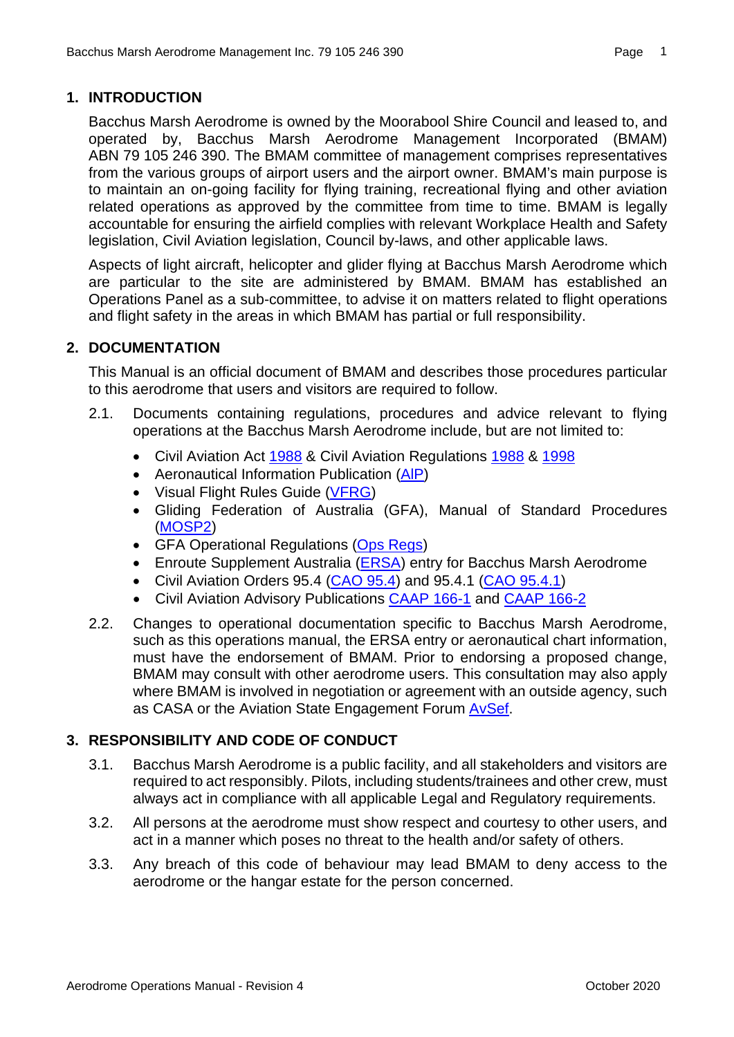## 1. INTRODUCTION

Bacchus Marsh Aerodrome is owned by the Moorabool Shire Council and leased to, and operated by, Bacchus Marsh Aerodrome Management Incorporated (BMAM) ABN 79 105 246 390. The BMAM committee of management comprises representatives from the various groups of airport users and the airport owner. BMAM's main purpose is to maintain an on-going facility for flying training, recreational flying and other aviation related operations as approved by the committee from time to time. BMAM is legally accountable for ensuring the airfield complies with relevant Workplace Health and Safety legislation, Civil Aviation legislation, Council by-laws, and other applicable laws.

Aspects of light aircraft, helicopter and glider flying at Bacchus Marsh Aerodrome which are particular to the site are administered by BMAM. BMAM has established an Operations Panel as a sub-committee, to advise it on matters related to flight operations and flight safety in the areas in which BMAM has partial or full responsibility.

## 2. DOCUMENTATION

This Manual is an official document of BMAM and describes those procedures particular to this aerodrome that users and visitors are required to follow.

2.1. Documents containing regulations, procedures and advice relevant to flying operations at the Bacchus Marsh Aerodrome include, but are not limited to:

- Civil Aviation Act 1988 & Civil Aviation Regulations 1988 & 1998
- Aeronautical Information Publication (AIP)
- Visual Flight Rules Guide (VFRG)
- Gliding Federation of Australia (GFA), Manual of Standard Procedures (MOSP2)
- GFA Operational Regulations (Ops Regs)
- Enroute Supplement Australia (ERSA) entry for Bacchus Marsh Aerodrome
- Civil Aviation Orders 95.4 (CAO 95.4) and 95.4.1 (CAO 95.4.1)
- Civil Aviation Advisory Publications CAAP 166-1 and CAAP 166-2

2.2. Changes to operational documentation specific to Bacchus Marsh Aerodrome, such as this operations manual, the ERSA entry or aeronautical chart information, must have the endorsement of BMAM. Prior to endorsing a proposed change, BMAM may consult with other aerodrome users. This consultation may also apply where BMAM is involved in negotiation or agreement with an outside agency, such as CASA or the Aviation State Engagement Forum AvSef.

## 3. RESPONSIBILITY AND CODE OF CONDUCT

3.1. Bacchus Marsh Aerodrome is a public facility, and all stakeholders and visitors are required to act responsibly. Pilots, including students/trainees and other crew, must always act in compliance with all applicable Legal and Regulatory requirements.

3.2. All persons at the aerodrome must show respect and courtesy to other users, and act in a manner which poses no threat to the health and/or safety of others.

3.3. Any breach of this code of behaviour may lead BMAM to deny access to the aerodrome or the hangar estate for the person concerned.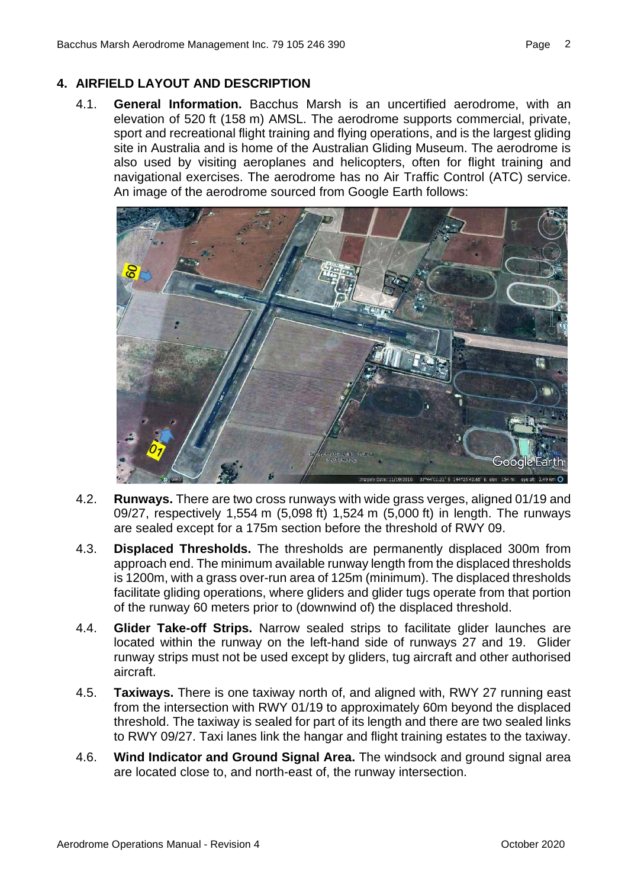## 4. AIRFIELD LAYOUT AND DESCRIPTION

4.1. **General Information.** Bacchus Marsh is an uncertified aerodrome, with an elevation of 520 ft (158 m) AMSL. The aerodrome supports commercial, private, sport and recreational flight training and flying operations, and is the largest gliding site in Australia and is home of the Australian Gliding Museum. The aerodrome is also used by visiting aeroplanes and helicopters, often for flight training and navigational exercises. The aerodrome has no Air Traffic Control (ATC) service. An image of the aerodrome sourced from Google Earth follows:

4.2. **Runways.** There are two cross runways with wide grass verges, aligned 01/19 and 09/27, respectively 1,554 m (5,098 ft) 1,524 m (5,000 ft) in length. The runways are sealed except for a 175m section before the threshold of RWY 09.

4.3. **Displaced Thresholds.** The thresholds are permanently displaced 300m from approach end. The minimum available runway length from the displaced thresholds is 1200m, with a grass over-run area of 125m (minimum). The displaced thresholds facilitate gliding operations, where gliders and glider tugs operate from that portion of the runway 60 meters prior to (downwind of) the displaced threshold.

4.4. **Glider Take-off Strips.** Narrow sealed strips to facilitate glider launches are located within the runway on the left-hand side of runways 27 and 19. Glider runway strips must not be used except by gliders, tug aircraft and other authorised aircraft.

4.5. **Taxiways.** There is one taxiway north of, and aligned with, RWY 27 running east from the intersection with RWY 01/19 to approximately 60m beyond the displaced threshold. The taxiway is sealed for part of its length and there are two sealed links to RWY 09/27. Taxi lanes link the hangar and flight training estates to the taxiway.

4.6. **Wind Indicator and Ground Signal Area.** The windsock and ground signal area are located close to, and north-east of, the runway intersection.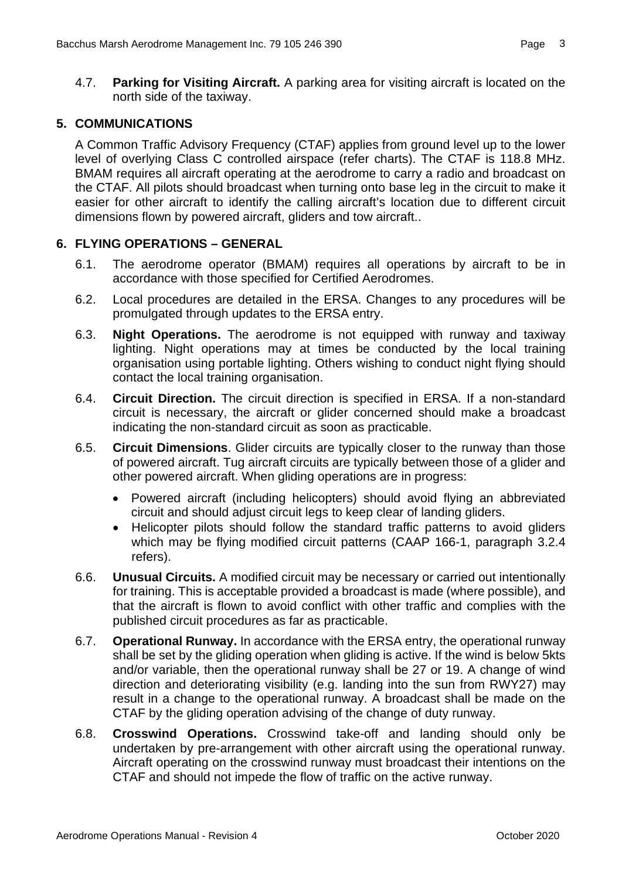4.7. **Parking for Visiting Aircraft.** A parking area for visiting aircraft is located on the north side of the taxiway.

## 5. COMMUNICATIONS

A Common Traffic Advisory Frequency (CTAF) applies from ground level up to the lower level of overlying Class C controlled airspace (refer charts). The CTAF is 118.8 MHz. BMAM requires all aircraft operating at the aerodrome to carry a radio and broadcast on the CTAF. All pilots should broadcast when turning onto base leg in the circuit to make it easier for other aircraft to identify the calling aircraft's location due to different circuit dimensions flown by powered aircraft, gliders and tow aircraft..

## 6. FLYING OPERATIONS – GENERAL

6.1. The aerodrome operator (BMAM) requires all operations by aircraft to be in accordance with those specified for Certified Aerodromes.

6.2. Local procedures are detailed in the ERSA. Changes to any procedures will be promulgated through updates to the ERSA entry.

6.3. **Night Operations.** The aerodrome is not equipped with runway and taxiway lighting. Night operations may at times be conducted by the local training organisation using portable lighting. Others wishing to conduct night flying should contact the local training organisation.

6.4. **Circuit Direction.** The circuit direction is specified in ERSA. If a non-standard circuit is necessary, the aircraft or glider concerned should make a broadcast indicating the non-standard circuit as soon as practicable.

6.5. **Circuit Dimensions**. Glider circuits are typically closer to the runway than those of powered aircraft. Tug aircraft circuits are typically between those of a glider and other powered aircraft. When gliding operations are in progress:

- Powered aircraft (including helicopters) should avoid flying an abbreviated circuit and should adjust circuit legs to keep clear of landing gliders.
- Helicopter pilots should follow the standard traffic patterns to avoid gliders which may be flying modified circuit patterns (CAAP 166-1, paragraph 3.2.4 refers).

6.6. **Unusual Circuits.** A modified circuit may be necessary or carried out intentionally for training. This is acceptable provided a broadcast is made (where possible), and that the aircraft is flown to avoid conflict with other traffic and complies with the published circuit procedures as far as practicable.

6.7. **Operational Runway.** In accordance with the ERSA entry, the operational runway shall be set by the gliding operation when gliding is active. If the wind is below 5kts and/or variable, then the operational runway shall be 27 or 19. A change of wind direction and deteriorating visibility (e.g. landing into the sun from RWY27) may result in a change to the operational runway. A broadcast shall be made on the CTAF by the gliding operation advising of the change of duty runway.

6.8. **Crosswind Operations.** Crosswind take-off and landing should only be undertaken by pre-arrangement with other aircraft using the operational runway. Aircraft operating on the crosswind runway must broadcast their intentions on the CTAF and should not impede the flow of traffic on the active runway.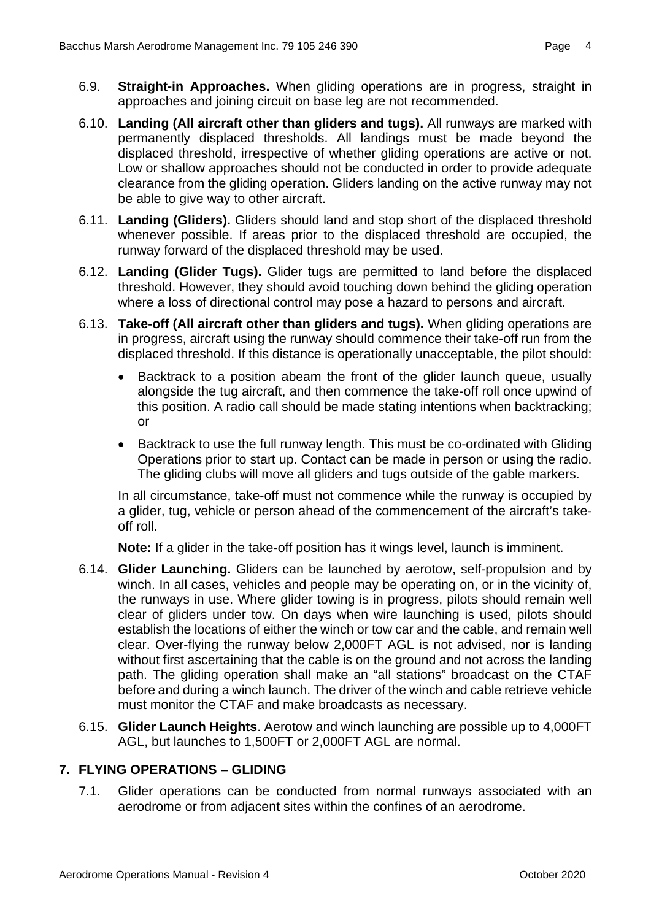6.9. **Straight-in Approaches.** When gliding operations are in progress, straight in approaches and joining circuit on base leg are not recommended.

6.10. **Landing (All aircraft other than gliders and tugs).** All runways are marked with permanently displaced thresholds. All landings must be made beyond the displaced threshold, irrespective of whether gliding operations are active or not. Low or shallow approaches should not be conducted in order to provide adequate clearance from the gliding operation. Gliders landing on the active runway may not be able to give way to other aircraft.

6.11. **Landing (Gliders).** Gliders should land and stop short of the displaced threshold whenever possible. If areas prior to the displaced threshold are occupied, the runway forward of the displaced threshold may be used.

6.12. **Landing (Glider Tugs).** Glider tugs are permitted to land before the displaced threshold. However, they should avoid touching down behind the gliding operation where a loss of directional control may pose a hazard to persons and aircraft.

6.13. **Take-off (All aircraft other than gliders and tugs).** When gliding operations are in progress, aircraft using the runway should commence their take-off run from the displaced threshold. If this distance is operationally unacceptable, the pilot should:

- Backtrack to a position abeam the front of the glider launch queue, usually alongside the tug aircraft, and then commence the take-off roll once upwind of this position. A radio call should be made stating intentions when backtracking; or
- Backtrack to use the full runway length. This must be co-ordinated with Gliding Operations prior to start up. Contact can be made in person or using the radio. The gliding clubs will move all gliders and tugs outside of the gable markers.

In all circumstance, take-off must not commence while the runway is occupied by a glider, tug, vehicle or person ahead of the commencement of the aircraft's take-off roll.

**Note:** If a glider in the take-off position has it wings level, launch is imminent.

6.14. **Glider Launching.** Gliders can be launched by aerotow, self-propulsion and by winch. In all cases, vehicles and people may be operating on, or in the vicinity of, the runways in use. Where glider towing is in progress, pilots should remain well clear of gliders under tow. On days when wire launching is used, pilots should establish the locations of either the winch or tow car and the cable, and remain well clear. Over-flying the runway below 2,000FT AGL is not advised, nor is landing without first ascertaining that the cable is on the ground and not across the landing path. The gliding operation shall make an "all stations" broadcast on the CTAF before and during a winch launch. The driver of the winch and cable retrieve vehicle must monitor the CTAF and make broadcasts as necessary.

6.15. **Glider Launch Heights**. Aerotow and winch launching are possible up to 4,000FT AGL, but launches to 1,500FT or 2,000FT AGL are normal.

## 7. FLYING OPERATIONS – GLIDING

7.1. Glider operations can be conducted from normal runways associated with an aerodrome or from adjacent sites within the confines of an aerodrome.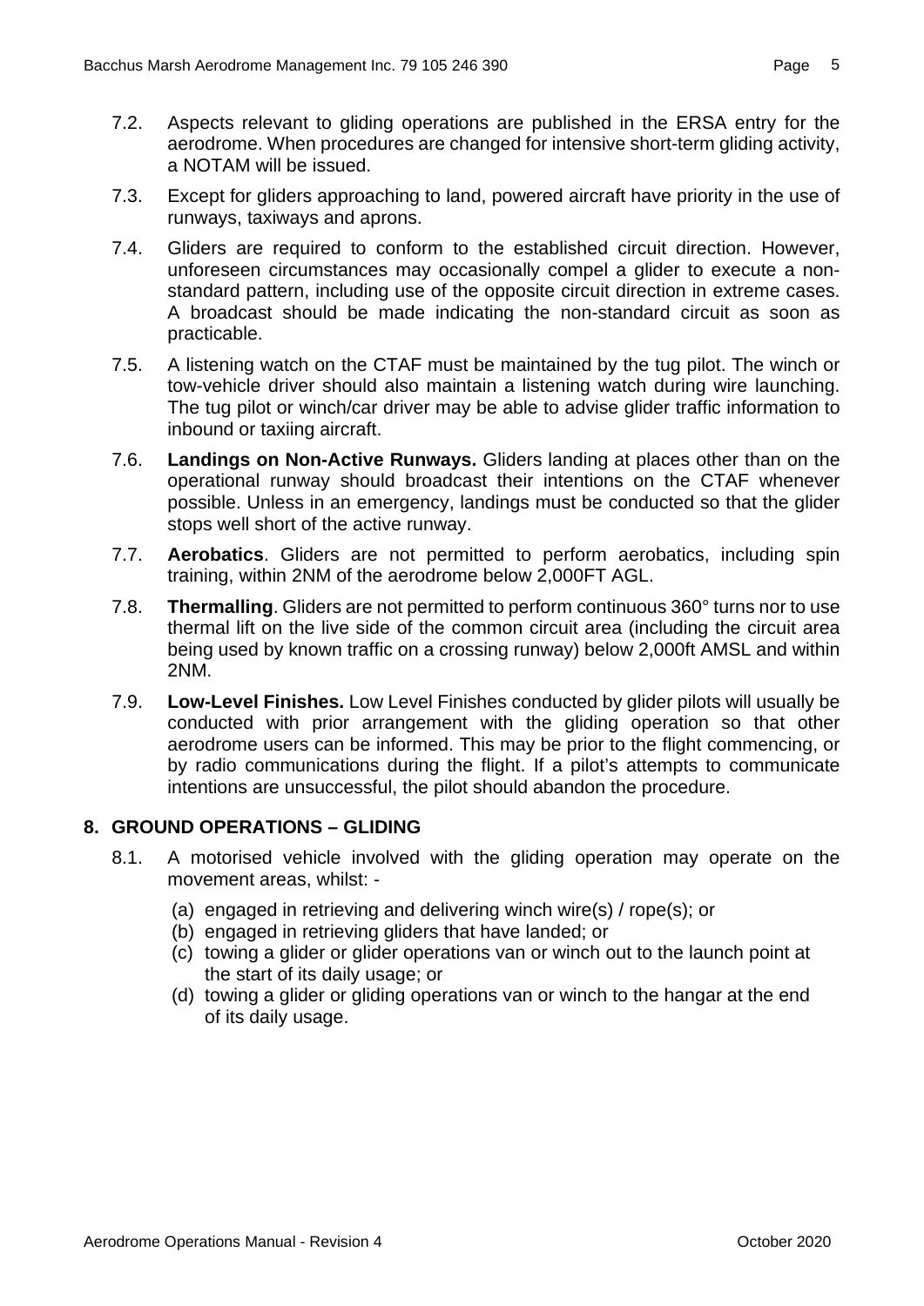7.2. Aspects relevant to gliding operations are published in the ERSA entry for the aerodrome. When procedures are changed for intensive short-term gliding activity, a NOTAM will be issued.

7.3. Except for gliders approaching to land, powered aircraft have priority in the use of runways, taxiways and aprons.

7.4. Gliders are required to conform to the established circuit direction. However, unforeseen circumstances may occasionally compel a glider to execute a non-standard pattern, including use of the opposite circuit direction in extreme cases. A broadcast should be made indicating the non-standard circuit as soon as practicable.

7.5. A listening watch on the CTAF must be maintained by the tug pilot. The winch or tow-vehicle driver should also maintain a listening watch during wire launching. The tug pilot or winch/car driver may be able to advise glider traffic information to inbound or taxiing aircraft.

7.6. **Landings on Non-Active Runways.** Gliders landing at places other than on the operational runway should broadcast their intentions on the CTAF whenever possible. Unless in an emergency, landings must be conducted so that the glider stops well short of the active runway.

7.7. **Aerobatics**. Gliders are not permitted to perform aerobatics, including spin training, within 2NM of the aerodrome below 2,000FT AGL.

7.8. **Thermalling**. Gliders are not permitted to perform continuous 360° turns nor to use thermal lift on the live side of the common circuit area (including the circuit area being used by known traffic on a crossing runway) below 2,000ft AMSL and within 2NM.

7.9. **Low-Level Finishes.** Low Level Finishes conducted by glider pilots will usually be conducted with prior arrangement with the gliding operation so that other aerodrome users can be informed. This may be prior to the flight commencing, or by radio communications during the flight. If a pilot's attempts to communicate intentions are unsuccessful, the pilot should abandon the procedure.

## 8. GROUND OPERATIONS – GLIDING

8.1. A motorised vehicle involved with the gliding operation may operate on the movement areas, whilst: -

(a) engaged in retrieving and delivering winch wire(s) / rope(s); or
(b) engaged in retrieving gliders that have landed; or
(c) towing a glider or glider operations van or winch out to the launch point at the start of its daily usage; or
(d) towing a glider or gliding operations van or winch to the hangar at the end of its daily usage.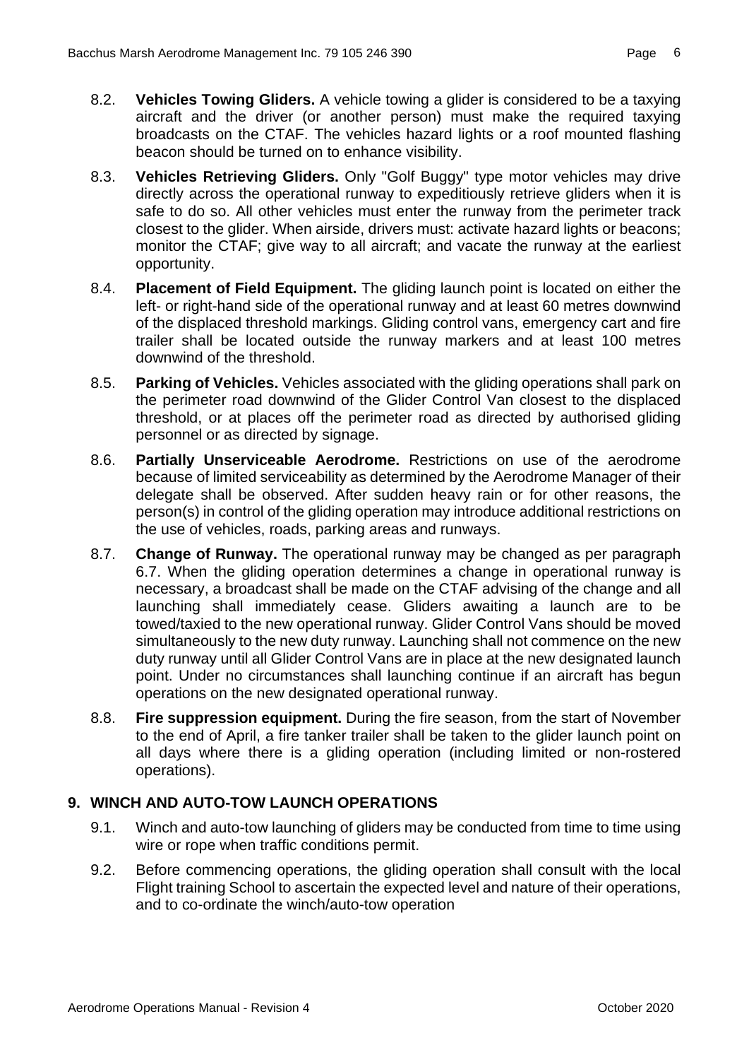8.2. **Vehicles Towing Gliders.** A vehicle towing a glider is considered to be a taxying aircraft and the driver (or another person) must make the required taxying broadcasts on the CTAF. The vehicles hazard lights or a roof mounted flashing beacon should be turned on to enhance visibility.

8.3. **Vehicles Retrieving Gliders.** Only "Golf Buggy" type motor vehicles may drive directly across the operational runway to expeditiously retrieve gliders when it is safe to do so. All other vehicles must enter the runway from the perimeter track closest to the glider. When airside, drivers must: activate hazard lights or beacons; monitor the CTAF; give way to all aircraft; and vacate the runway at the earliest opportunity.

8.4. **Placement of Field Equipment.** The gliding launch point is located on either the left- or right-hand side of the operational runway and at least 60 metres downwind of the displaced threshold markings. Gliding control vans, emergency cart and fire trailer shall be located outside the runway markers and at least 100 metres downwind of the threshold.

8.5. **Parking of Vehicles.** Vehicles associated with the gliding operations shall park on the perimeter road downwind of the Glider Control Van closest to the displaced threshold, or at places off the perimeter road as directed by authorised gliding personnel or as directed by signage.

8.6. **Partially Unserviceable Aerodrome.** Restrictions on use of the aerodrome because of limited serviceability as determined by the Aerodrome Manager of their delegate shall be observed. After sudden heavy rain or for other reasons, the person(s) in control of the gliding operation may introduce additional restrictions on the use of vehicles, roads, parking areas and runways.

8.7. **Change of Runway.** The operational runway may be changed as per paragraph 6.7. When the gliding operation determines a change in operational runway is necessary, a broadcast shall be made on the CTAF advising of the change and all launching shall immediately cease. Gliders awaiting a launch are to be towed/taxied to the new operational runway. Glider Control Vans should be moved simultaneously to the new duty runway. Launching shall not commence on the new duty runway until all Glider Control Vans are in place at the new designated launch point. Under no circumstances shall launching continue if an aircraft has begun operations on the new designated operational runway.

8.8. **Fire suppression equipment.** During the fire season, from the start of November to the end of April, a fire tanker trailer shall be taken to the glider launch point on all days where there is a gliding operation (including limited or non-rostered operations).

## 9. WINCH AND AUTO-TOW LAUNCH OPERATIONS

9.1. Winch and auto-tow launching of gliders may be conducted from time to time using wire or rope when traffic conditions permit.

9.2. Before commencing operations, the gliding operation shall consult with the local Flight training School to ascertain the expected level and nature of their operations, and to co-ordinate the winch/auto-tow operation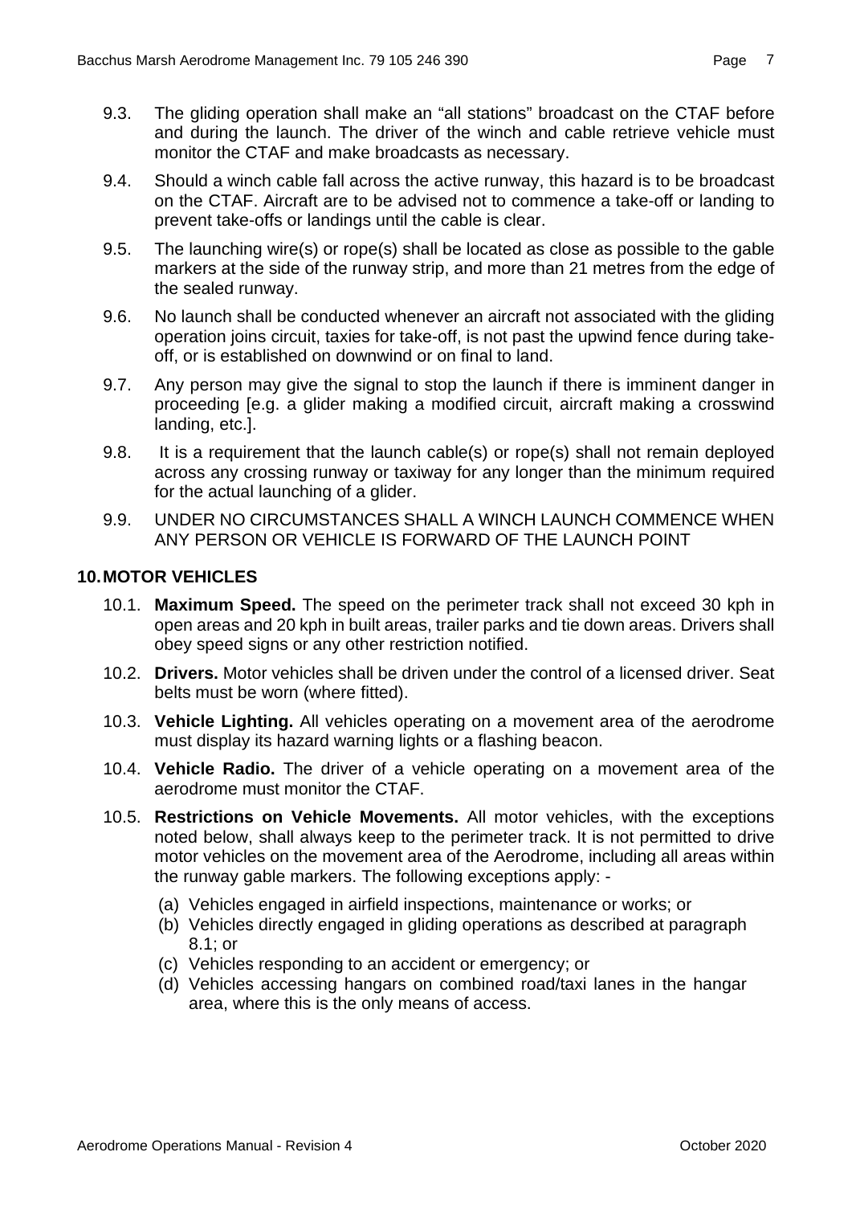9.3. The gliding operation shall make an “all stations” broadcast on the CTAF before and during the launch. The driver of the winch and cable retrieve vehicle must monitor the CTAF and make broadcasts as necessary.

9.4. Should a winch cable fall across the active runway, this hazard is to be broadcast on the CTAF. Aircraft are to be advised not to commence a take-off or landing to prevent take-offs or landings until the cable is clear.

9.5. The launching wire(s) or rope(s) shall be located as close as possible to the gable markers at the side of the runway strip, and more than 21 metres from the edge of the sealed runway.

9.6. No launch shall be conducted whenever an aircraft not associated with the gliding operation joins circuit, taxies for take-off, is not past the upwind fence during take-off, or is established on downwind or on final to land.

9.7. Any person may give the signal to stop the launch if there is imminent danger in proceeding [e.g. a glider making a modified circuit, aircraft making a crosswind landing, etc.].

9.8. It is a requirement that the launch cable(s) or rope(s) shall not remain deployed across any crossing runway or taxiway for any longer than the minimum required for the actual launching of a glider.

9.9. UNDER NO CIRCUMSTANCES SHALL A WINCH LAUNCH COMMENCE WHEN ANY PERSON OR VEHICLE IS FORWARD OF THE LAUNCH POINT

## 10. MOTOR VEHICLES

10.1. **Maximum Speed.** The speed on the perimeter track shall not exceed 30 kph in open areas and 20 kph in built areas, trailer parks and tie down areas. Drivers shall obey speed signs or any other restriction notified.

10.2. **Drivers.** Motor vehicles shall be driven under the control of a licensed driver. Seat belts must be worn (where fitted).

10.3. **Vehicle Lighting.** All vehicles operating on a movement area of the aerodrome must display its hazard warning lights or a flashing beacon.

10.4. **Vehicle Radio.** The driver of a vehicle operating on a movement area of the aerodrome must monitor the CTAF.

10.5. **Restrictions on Vehicle Movements.** All motor vehicles, with the exceptions noted below, shall always keep to the perimeter track. It is not permitted to drive motor vehicles on the movement area of the Aerodrome, including all areas within the runway gable markers. The following exceptions apply: -

(a) Vehicles engaged in airfield inspections, maintenance or works; or
(b) Vehicles directly engaged in gliding operations as described at paragraph 8.1; or
(c) Vehicles responding to an accident or emergency; or
(d) Vehicles accessing hangars on combined road/taxi lanes in the hangar area, where this is the only means of access.